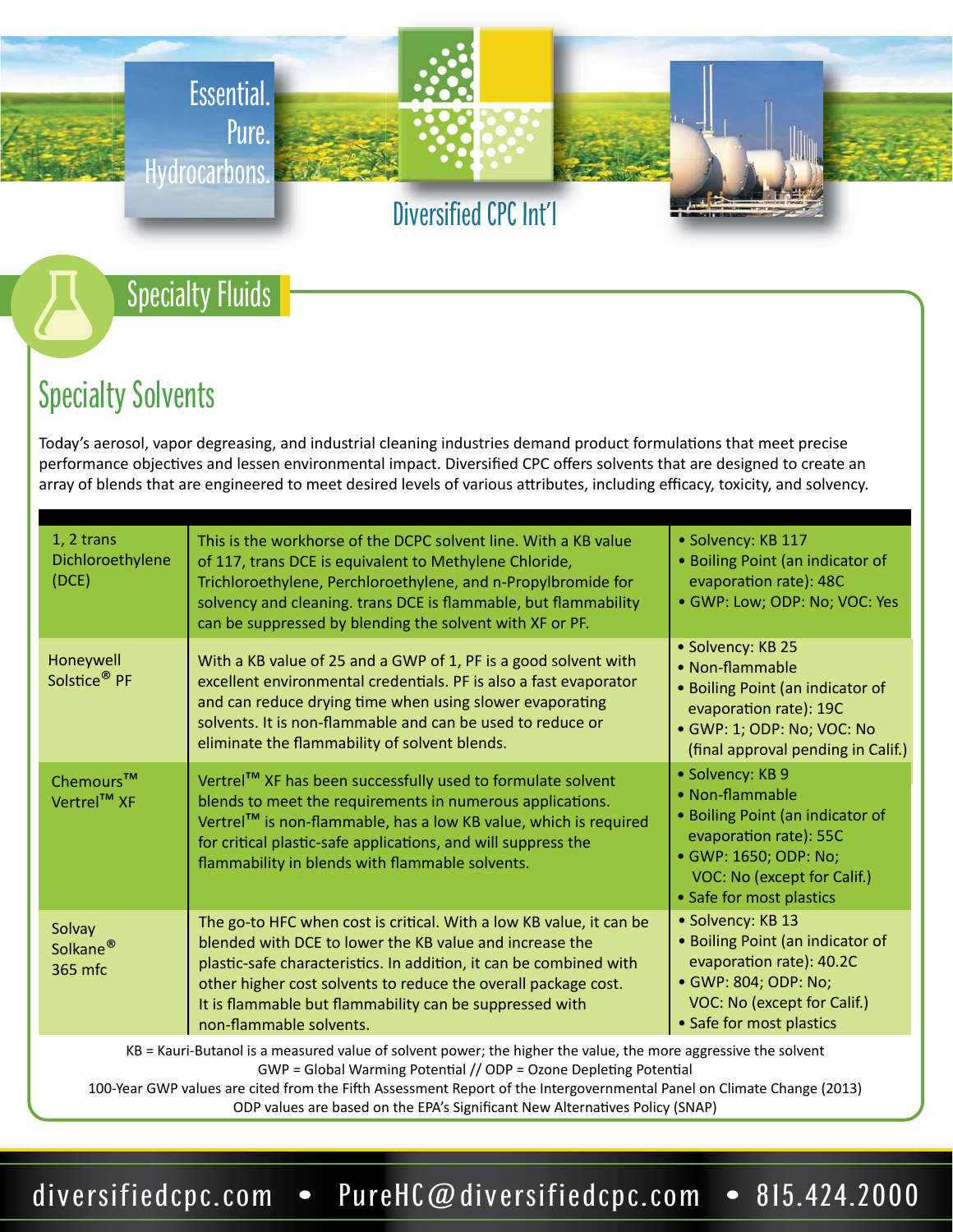Essential. Pure. Hydrocarbons.

Diversified CPC Int'l

## Specialty Fluids

# Specialty Solvents

Today's aerosol, vapor degreasing, and industrial cleaning industries demand product formulations that meet precise performance objectives and lessen environmental impact. Diversified CPC offers solvents that are designed to create an array of blends that are engineered to meet desired levels of various attributes, including efficacy, toxicity, and solvency.

| | | |
|---|---|---|
| 1, 2 trans Dichloroethylene (DCE) | This is the workhorse of the DCPC solvent line. With a KB value of 117, trans DCE is equivalent to Methylene Chloride, Trichloroethylene, Perchloroethylene, and n-Propylbromide for solvency and cleaning. trans DCE is flammable, but flammability can be suppressed by blending the solvent with XF or PF. | • Solvency: KB 117<br>• Boiling Point (an indicator of evaporation rate): 48C<br>• GWP: Low; ODP: No; VOC: Yes |
| Honeywell Solstice® PF | With a KB value of 25 and a GWP of 1, PF is a good solvent with excellent environmental credentials. PF is also a fast evaporator and can reduce drying time when using slower evaporating solvents. It is non-flammable and can be used to reduce or eliminate the flammability of solvent blends. | • Solvency: KB 25<br>• Non-flammable<br>• Boiling Point (an indicator of evaporation rate): 19C<br>• GWP: 1; ODP: No; VOC: No (final approval pending in Calif.) |
| Chemours™ Vertrel™ XF | Vertrel™ XF has been successfully used to formulate solvent blends to meet the requirements in numerous applications. Vertrel™ is non-flammable, has a low KB value, which is required for critical plastic-safe applications, and will suppress the flammability in blends with flammable solvents. | • Solvency: KB 9<br>• Non-flammable<br>• Boiling Point (an indicator of evaporation rate): 55C<br>• GWP: 1650; ODP: No; VOC: No (except for Calif.)<br>• Safe for most plastics |
| Solvay Solkane® 365 mfc | The go-to HFC when cost is critical. With a low KB value, it can be blended with DCE to lower the KB value and increase the plastic-safe characteristics. In addition, it can be combined with other higher cost solvents to reduce the overall package cost. It is flammable but flammability can be suppressed with non-flammable solvents. | • Solvency: KB 13<br>• Boiling Point (an indicator of evaporation rate): 40.2C<br>• GWP: 804; ODP: No; VOC: No (except for Calif.)<br>• Safe for most plastics |

KB = Kauri-Butanol is a measured value of solvent power; the higher the value, the more aggressive the solvent
GWP = Global Warming Potential // ODP = Ozone Depleting Potential
100-Year GWP values are cited from the Fifth Assessment Report of the Intergovernmental Panel on Climate Change (2013)
ODP values are based on the EPA's Significant New Alternatives Policy (SNAP)

diversifiedcpc.com • PureHC@diversifiedcpc.com • 815.424.2000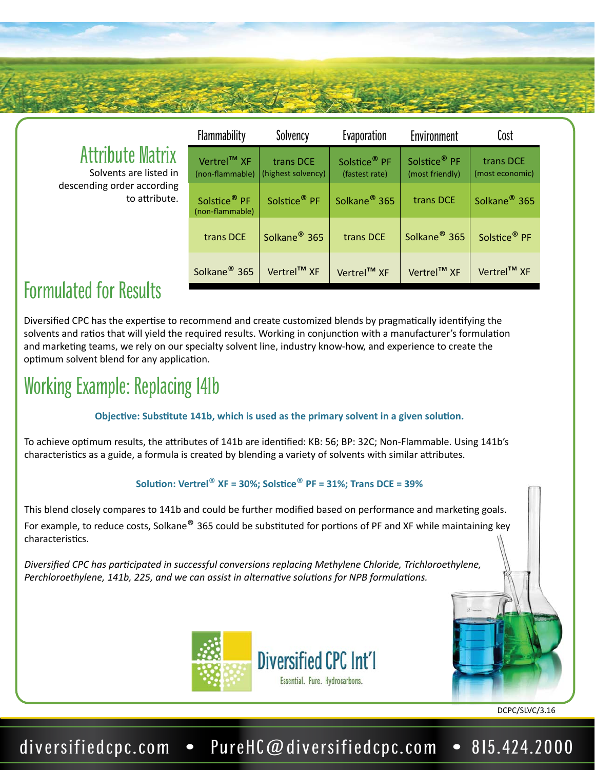## Attribute Matrix

Solvents are listed in descending order according to attribute.

| Flammability | Solvency | Evaporation | Environment | Cost |
|---|---|---|---|---|
| Vertrel™ XF (non-flammable) | trans DCE (highest solvency) | Solstice® PF (fastest rate) | Solstice® PF (most friendly) | trans DCE (most economic) |
| Solstice® PF (non-flammable) | Solstice® PF | Solkane® 365 | trans DCE | Solkane® 365 |
| trans DCE | Solkane® 365 | trans DCE | Solkane® 365 | Solstice® PF |
| Solkane® 365 | Vertrel™ XF | Vertrel™ XF | Vertrel™ XF | Vertrel™ XF |

## Formulated for Results

Diversified CPC has the expertise to recommend and create customized blends by pragmatically identifying the solvents and ratios that will yield the required results. Working in conjunction with a manufacturer's formulation and marketing teams, we rely on our specialty solvent line, industry know-how, and experience to create the optimum solvent blend for any application.

## Working Example: Replacing 141b

**Objective: Substitute 141b, which is used as the primary solvent in a given solution.**

To achieve optimum results, the attributes of 141b are identified: KB: 56; BP: 32C; Non-Flammable. Using 141b's characteristics as a guide, a formula is created by blending a variety of solvents with similar attributes.

**Solution: Vertrel® XF = 30%; Solstice® PF = 31%; Trans DCE = 39%**

This blend closely compares to 141b and could be further modified based on performance and marketing goals. For example, to reduce costs, Solkane® 365 could be substituted for portions of PF and XF while maintaining key characteristics.

*Diversified CPC has participated in successful conversions replacing Methylene Chloride, Trichloroethylene, Perchloroethylene, 141b, 225, and we can assist in alternative solutions for NPB formulations.*

Diversified CPC Int'l

Essential. Pure. Hydrocarbons.

DCPC/SLVC/3.16

diversifiedcpc.com • PureHC@diversifiedcpc.com • 815.424.2000